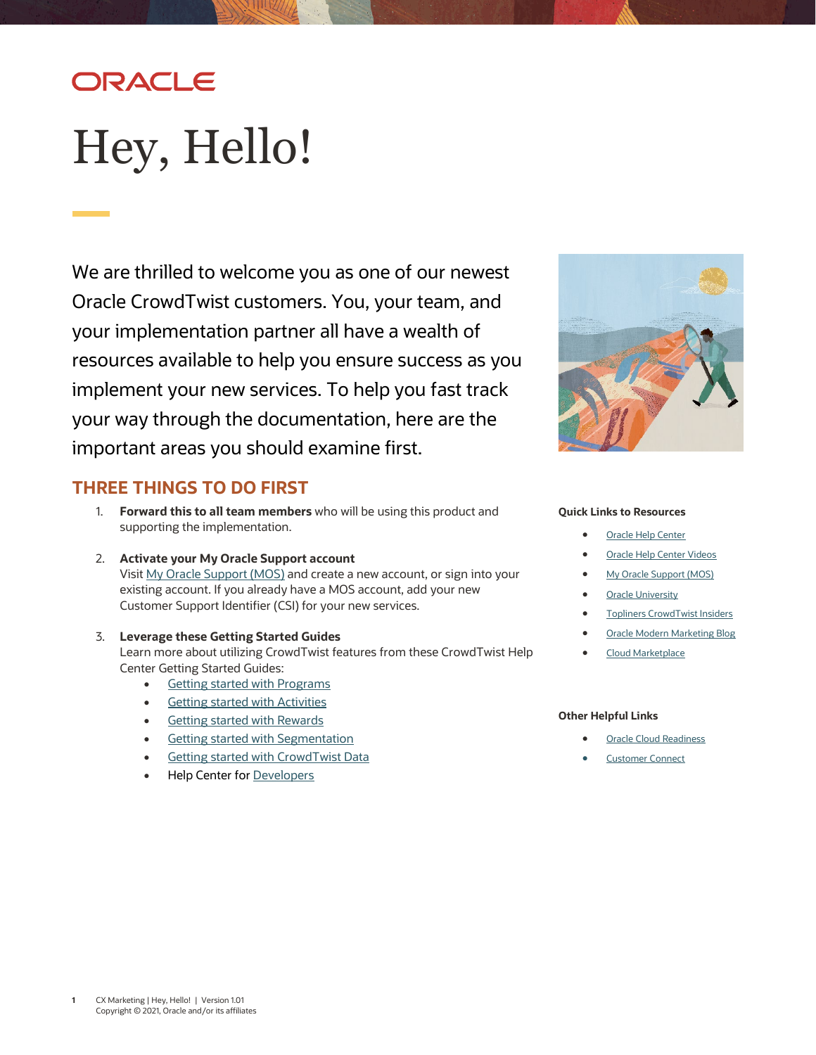ORACLE

# Hey, Hello!

We are thrilled to welcome you as one of our newest Oracle CrowdTwist customers. You, your team, and your implementation partner all have a wealth of resources available to help you ensure success as you implement your new services. To help you fast track your way through the documentation, here are the important areas you should examine first.

## THREE THINGS TO DO FIRST

1. **Forward this to all team members** who will be using this product and supporting the implementation.

2. **Activate your My Oracle Support account**
   Visit My Oracle Support (MOS) and create a new account, or sign into your existing account. If you already have a MOS account, add your new Customer Support Identifier (CSI) for your new services.

3. **Leverage these Getting Started Guides**
   Learn more about utilizing CrowdTwist features from these CrowdTwist Help Center Getting Started Guides:
   - Getting started with Programs
   - Getting started with Activities
   - Getting started with Rewards
   - Getting started with Segmentation
   - Getting started with CrowdTwist Data
   - Help Center for Developers

**Quick Links to Resources**

- Oracle Help Center
- Oracle Help Center Videos
- My Oracle Support (MOS)
- Oracle University
- Topliners CrowdTwist Insiders
- Oracle Modern Marketing Blog
- Cloud Marketplace

**Other Helpful Links**

- Oracle Cloud Readiness
- Customer Connect

CX Marketing | Hey, Hello! | Version 1.01
Copyright © 2021, Oracle and/or its affiliates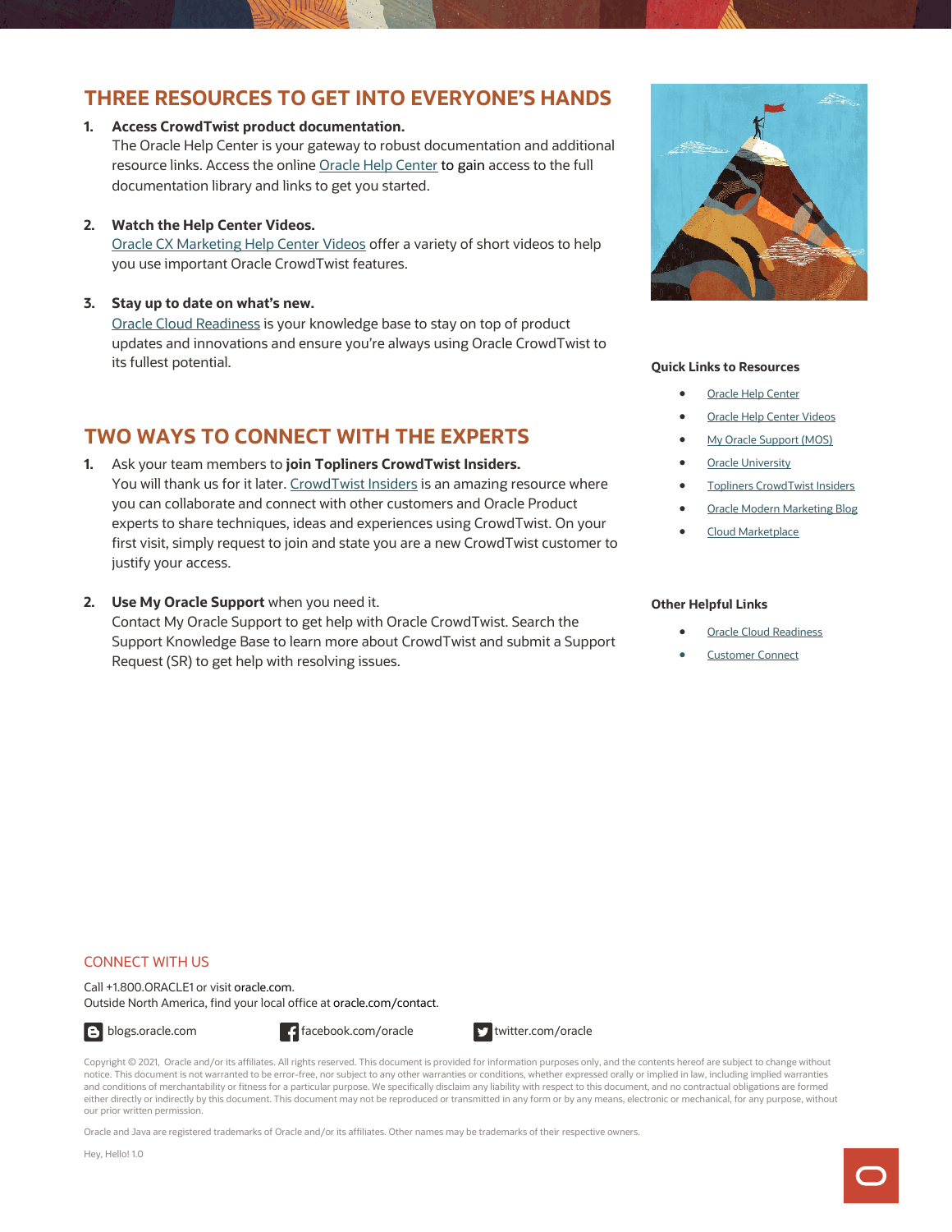## THREE RESOURCES TO GET INTO EVERYONE'S HANDS

1. **Access CrowdTwist product documentation.**
   The Oracle Help Center is your gateway to robust documentation and additional resource links. Access the online Oracle Help Center to gain access to the full documentation library and links to get you started.

2. **Watch the Help Center Videos.**
   Oracle CX Marketing Help Center Videos offer a variety of short videos to help you use important Oracle CrowdTwist features.

3. **Stay up to date on what's new.**
   Oracle Cloud Readiness is your knowledge base to stay on top of product updates and innovations and ensure you're always using Oracle CrowdTwist to its fullest potential.

## TWO WAYS TO CONNECT WITH THE EXPERTS

1. Ask your team members to **join Topliners CrowdTwist Insiders.**
   You will thank us for it later. CrowdTwist Insiders is an amazing resource where you can collaborate and connect with other customers and Oracle Product experts to share techniques, ideas and experiences using CrowdTwist. On your first visit, simply request to join and state you are a new CrowdTwist customer to justify your access.

2. **Use My Oracle Support** when you need it.
   Contact My Oracle Support to get help with Oracle CrowdTwist. Search the Support Knowledge Base to learn more about CrowdTwist and submit a Support Request (SR) to get help with resolving issues.

**Quick Links to Resources**

- Oracle Help Center
- Oracle Help Center Videos
- My Oracle Support (MOS)
- Oracle University
- Topliners CrowdTwist Insiders
- Oracle Modern Marketing Blog
- Cloud Marketplace

**Other Helpful Links**

- Oracle Cloud Readiness
- Customer Connect

CONNECT WITH US

Call +1.800.ORACLE1 or visit oracle.com.
Outside North America, find your local office at oracle.com/contact.

blogs.oracle.com | facebook.com/oracle | twitter.com/oracle

Copyright © 2021, Oracle and/or its affiliates. All rights reserved. This document is provided for information purposes only, and the contents hereof are subject to change without notice. This document is not warranted to be error-free, nor subject to any other warranties or conditions, whether expressed orally or implied in law, including implied warranties and conditions of merchantability or fitness for a particular purpose. We specifically disclaim any liability with respect to this document, and no contractual obligations are formed either directly or indirectly by this document. This document may not be reproduced or transmitted in any form or by any means, electronic or mechanical, for any purpose, without our prior written permission.

Oracle and Java are registered trademarks of Oracle and/or its affiliates. Other names may be trademarks of their respective owners.

Hey, Hello! 1.0